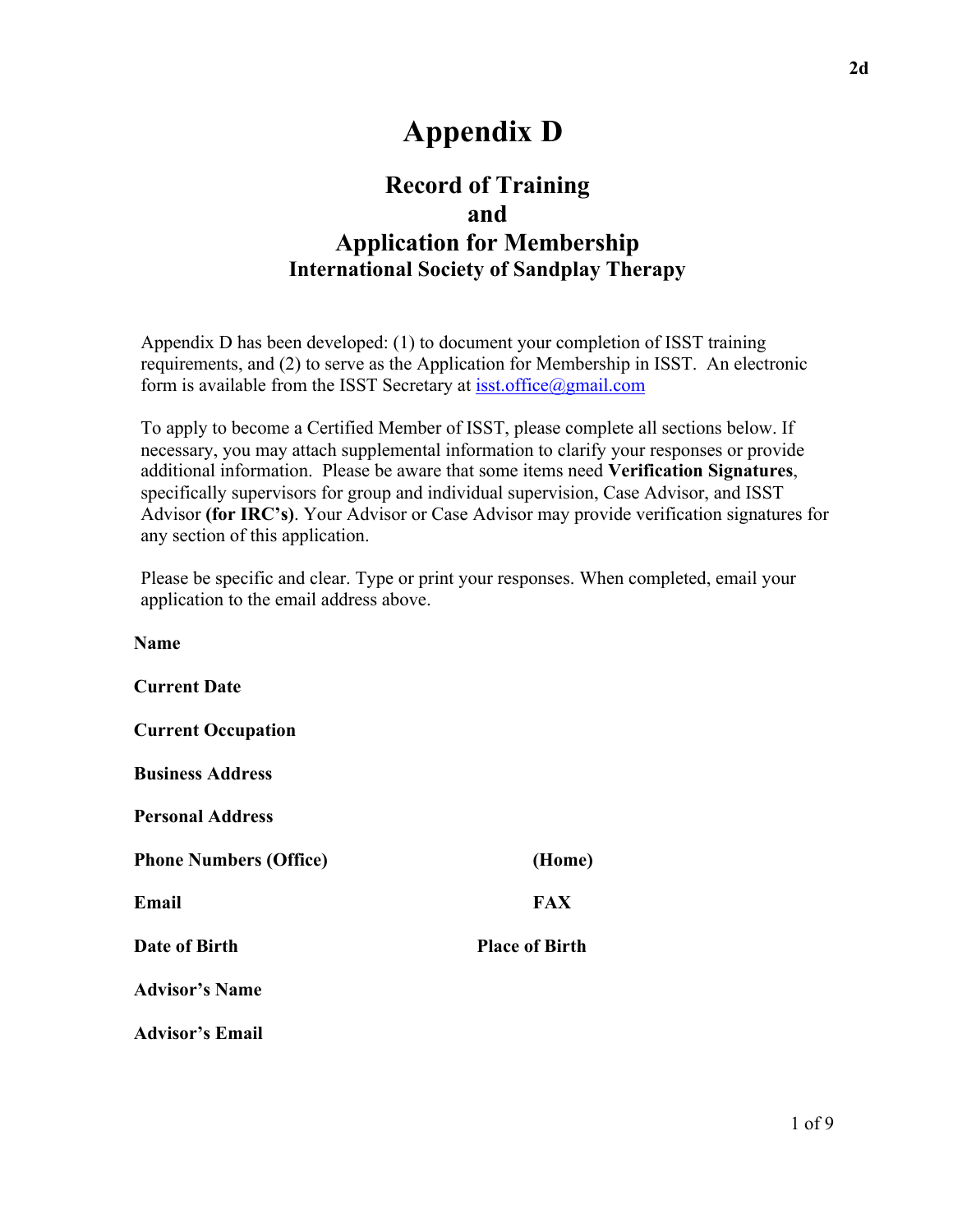# Appendix D

## Record of Training
## and
## Application for Membership
### International Society of Sandplay Therapy

Appendix D has been developed: (1) to document your completion of ISST training requirements, and (2) to serve as the Application for Membership in ISST. An electronic form is available from the ISST Secretary at isst.office@gmail.com

To apply to become a Certified Member of ISST, please complete all sections below. If necessary, you may attach supplemental information to clarify your responses or provide additional information. Please be aware that some items need **Verification Signatures**, specifically supervisors for group and individual supervision, Case Advisor, and ISST Advisor **(for IRC's)**. Your Advisor or Case Advisor may provide verification signatures for any section of this application.

Please be specific and clear. Type or print your responses. When completed, email your application to the email address above.

**Name**

**Current Date**

**Current Occupation**

**Business Address**

**Personal Address**

**Phone Numbers (Office)** **(Home)**

**Email** **FAX**

**Date of Birth** **Place of Birth**

**Advisor's Name**

**Advisor's Email**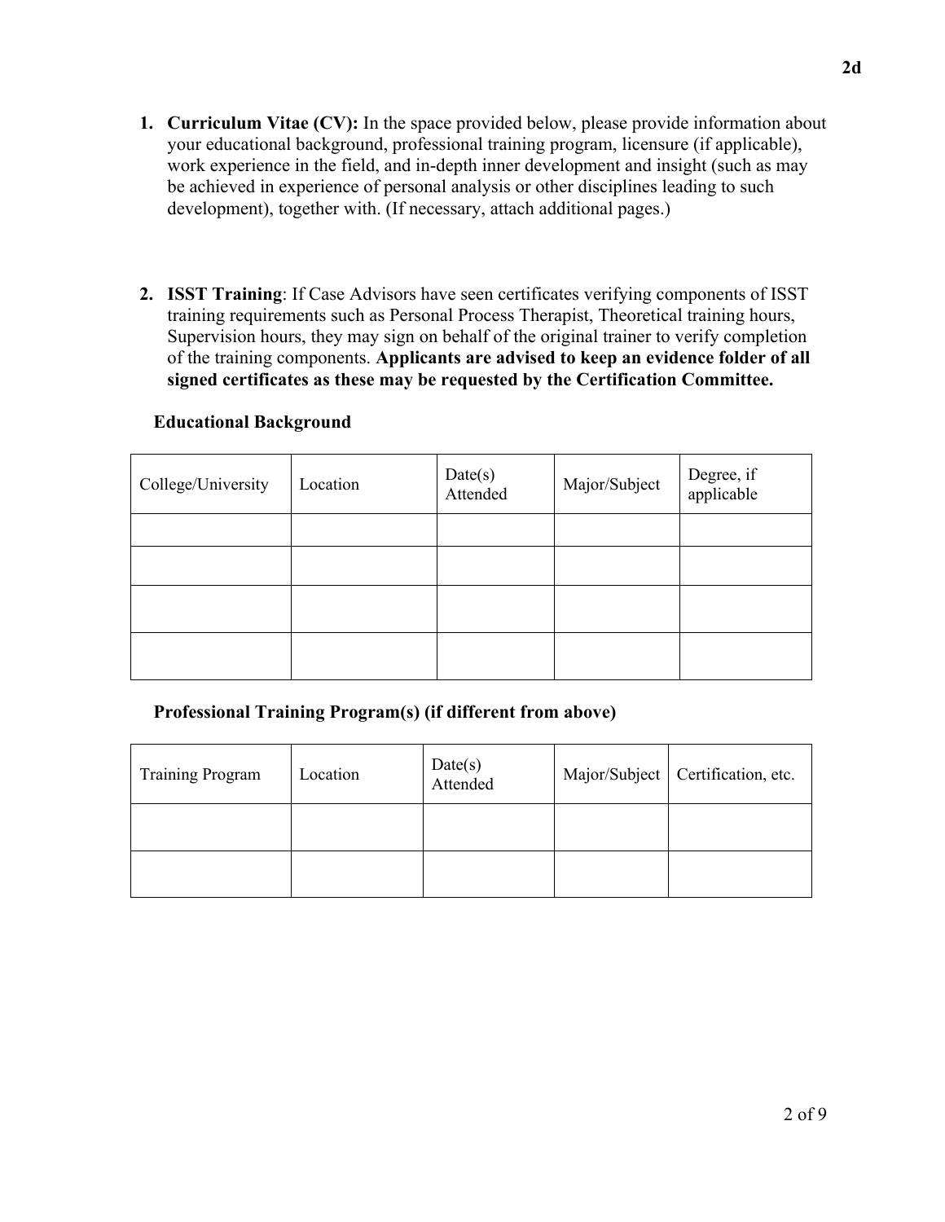1. **Curriculum Vitae (CV):** In the space provided below, please provide information about your educational background, professional training program, licensure (if applicable), work experience in the field, and in-depth inner development and insight (such as may be achieved in experience of personal analysis or other disciplines leading to such development), together with. (If necessary, attach additional pages.)

2. **ISST Training**: If Case Advisors have seen certificates verifying components of ISST training requirements such as Personal Process Therapist, Theoretical training hours, Supervision hours, they may sign on behalf of the original trainer to verify completion of the training components. **Applicants are advised to keep an evidence folder of all signed certificates as these may be requested by the Certification Committee.**

**Educational Background**

| College/University | Location | Date(s) Attended | Major/Subject | Degree, if applicable |
|---|---|---|---|---|
| | | | | |
| | | | | |
| | | | | |
| | | | | |

**Professional Training Program(s) (if different from above)**

| Training Program | Location | Date(s) Attended | Major/Subject | Certification, etc. |
|---|---|---|---|---|
| | | | | |
| | | | | |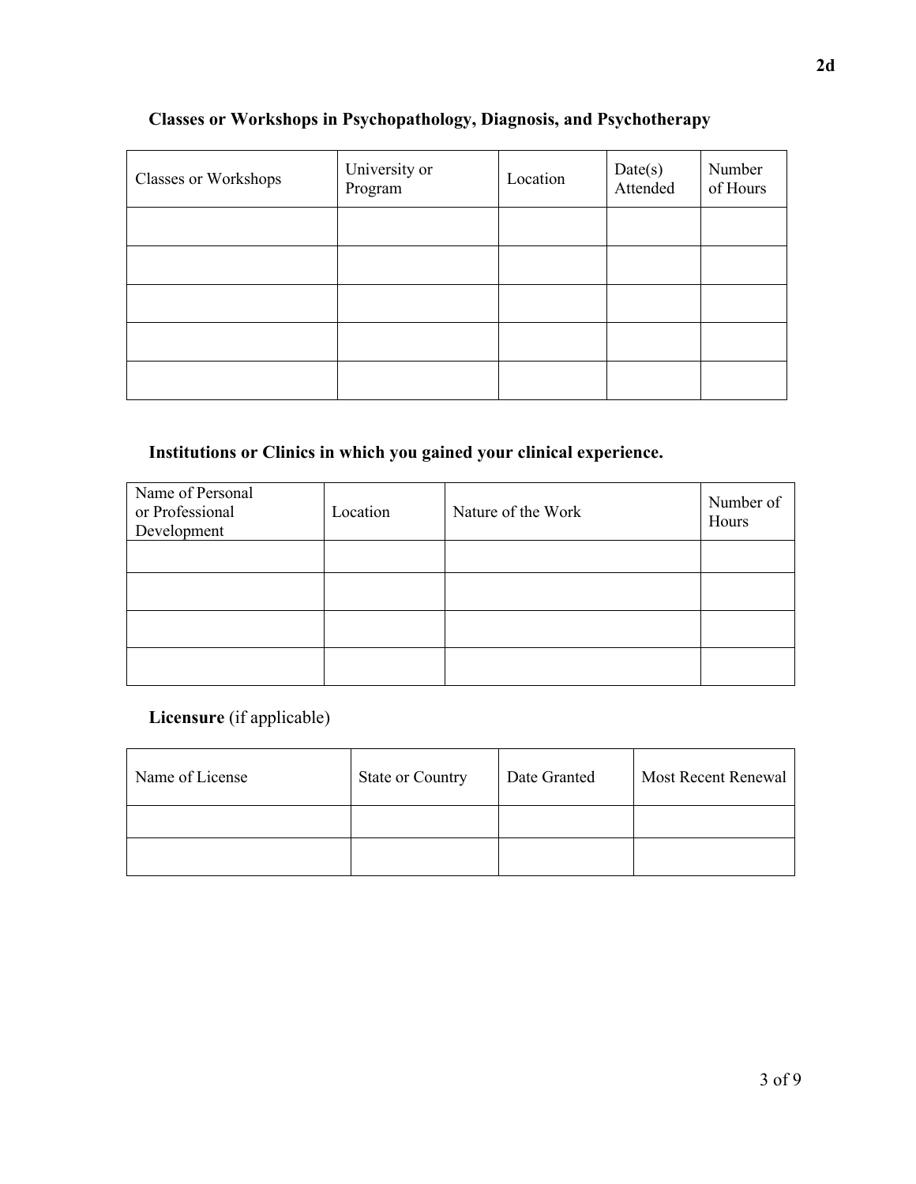**Classes or Workshops in Psychopathology, Diagnosis, and Psychotherapy**

| Classes or Workshops | University or Program | Location | Date(s) Attended | Number of Hours |
|---|---|---|---|---|
| | | | | |
| | | | | |
| | | | | |
| | | | | |
| | | | | |

**Institutions or Clinics in which you gained your clinical experience.**

| Name of Personal or Professional Development | Location | Nature of the Work | Number of Hours |
|---|---|---|---|
| | | | |
| | | | |
| | | | |
| | | | |

**Licensure** (if applicable)

| Name of License | State or Country | Date Granted | Most Recent Renewal |
|---|---|---|---|
| | | | |
| | | | |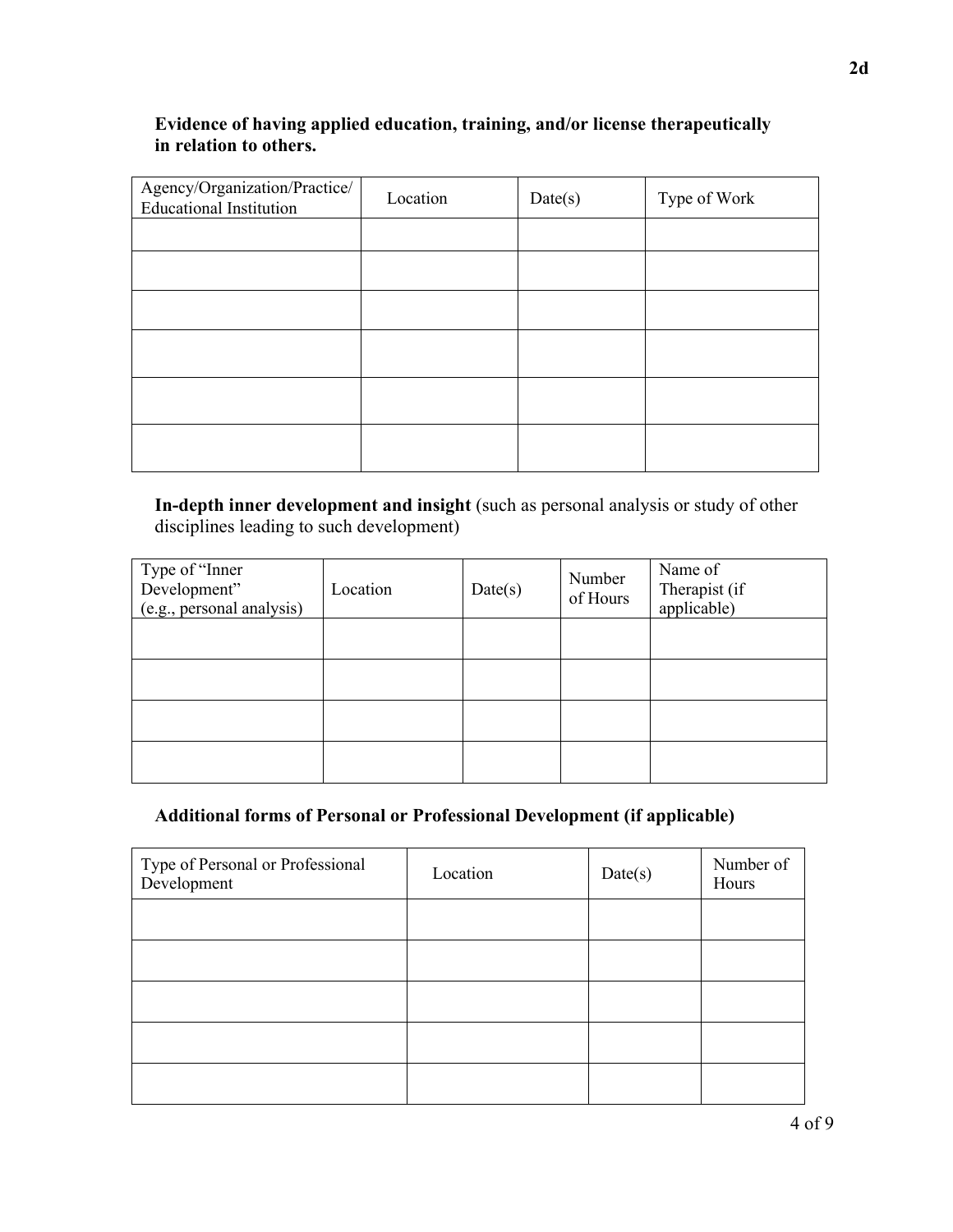**Evidence of having applied education, training, and/or license therapeutically in relation to others.**

| Agency/Organization/Practice/ Educational Institution | Location | Date(s) | Type of Work |
|---|---|---|---|
| | | | |
| | | | |
| | | | |
| | | | |
| | | | |
| | | | |

**In-depth inner development and insight** (such as personal analysis or study of other disciplines leading to such development)

| Type of "Inner Development" (e.g., personal analysis) | Location | Date(s) | Number of Hours | Name of Therapist (if applicable) |
|---|---|---|---|---|
| | | | | |
| | | | | |
| | | | | |
| | | | | |

**Additional forms of Personal or Professional Development (if applicable)**

| Type of Personal or Professional Development | Location | Date(s) | Number of Hours |
|---|---|---|---|
| | | | |
| | | | |
| | | | |
| | | | |
| | | | |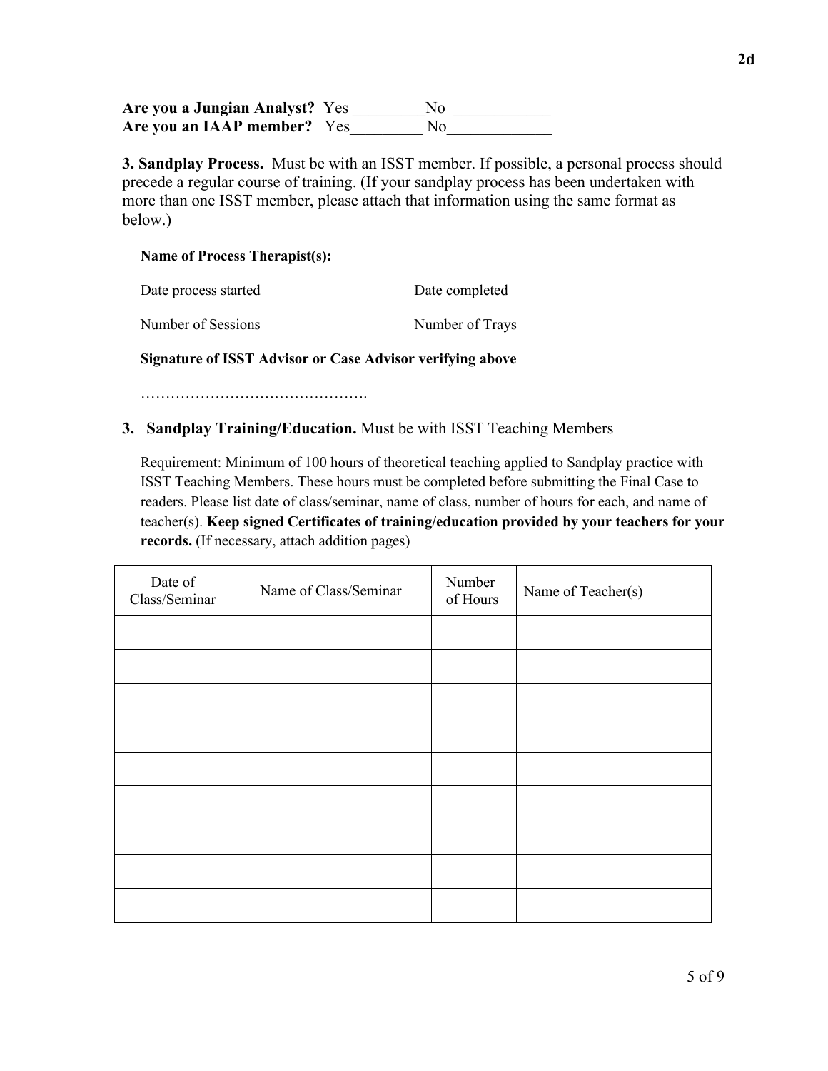**Are you a Jungian Analyst?** Yes _________No ____________
**Are you an IAAP member?** Yes_________ No_____________

**3. Sandplay Process.** Must be with an ISST member. If possible, a personal process should precede a regular course of training. (If your sandplay process has been undertaken with more than one ISST member, please attach that information using the same format as below.)

**Name of Process Therapist(s):**

Date process started Date completed

Number of Sessions Number of Trays

**Signature of ISST Advisor or Case Advisor verifying above**

……………………………………….

3. **Sandplay Training/Education.** Must be with ISST Teaching Members

Requirement: Minimum of 100 hours of theoretical teaching applied to Sandplay practice with ISST Teaching Members. These hours must be completed before submitting the Final Case to readers. Please list date of class/seminar, name of class, number of hours for each, and name of teacher(s). **Keep signed Certificates of training/education provided by your teachers for your records.** (If necessary, attach addition pages)

| Date of Class/Seminar | Name of Class/Seminar | Number of Hours | Name of Teacher(s) |
|---|---|---|---|
| | | | |
| | | | |
| | | | |
| | | | |
| | | | |
| | | | |
| | | | |
| | | | |
| | | | |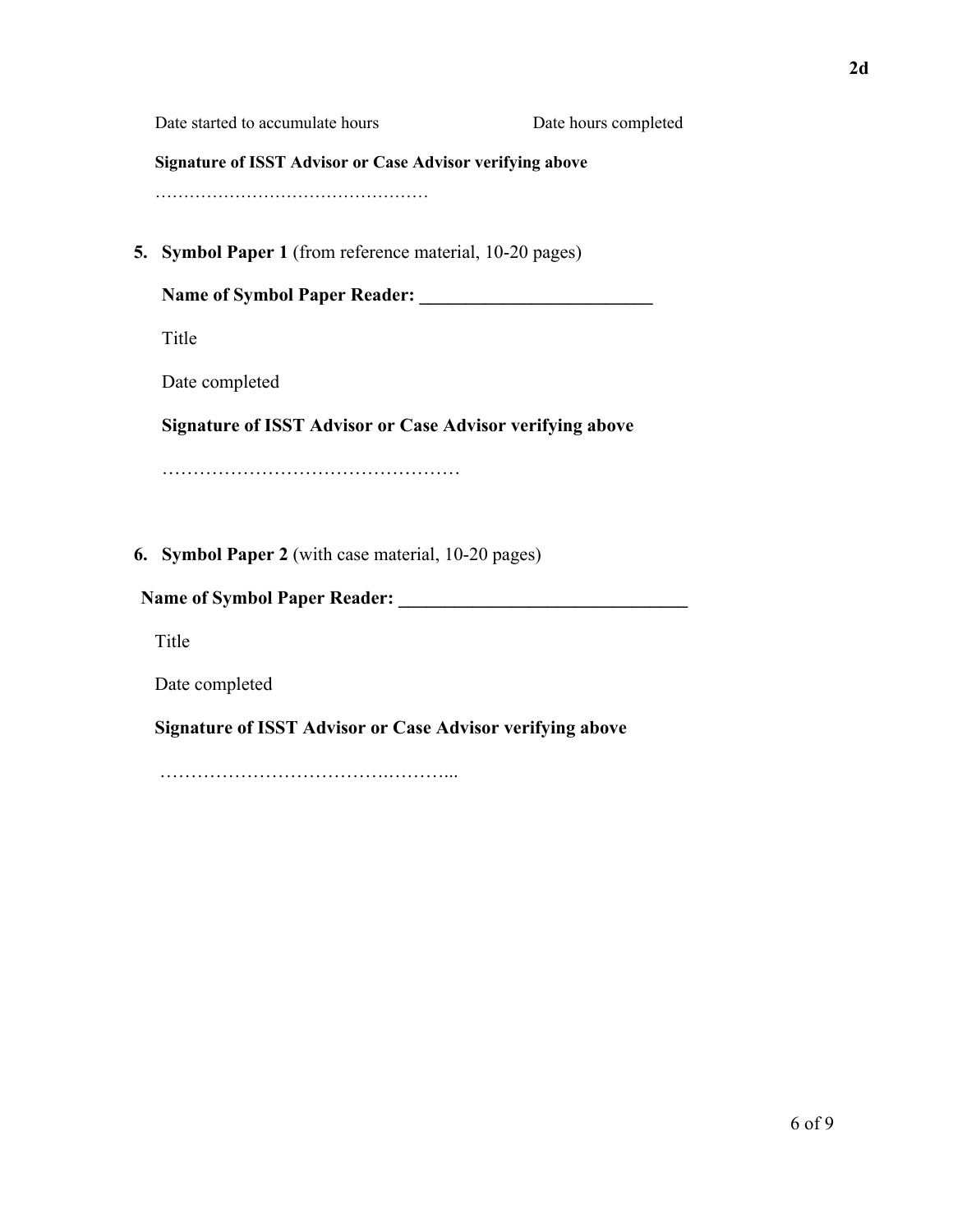Date started to accumulate hours                    Date hours completed

**Signature of ISST Advisor or Case Advisor verifying above**

…………………………………………

5. **Symbol Paper 1** (from reference material, 10-20 pages)

   **Name of Symbol Paper Reader: _________________________**

   Title

   Date completed

   **Signature of ISST Advisor or Case Advisor verifying above**

   …………………………………………

6. **Symbol Paper 2** (with case material, 10-20 pages)

   **Name of Symbol Paper Reader: _______________________________**

   Title

   Date completed

   **Signature of ISST Advisor or Case Advisor verifying above**

   ………………………………..………...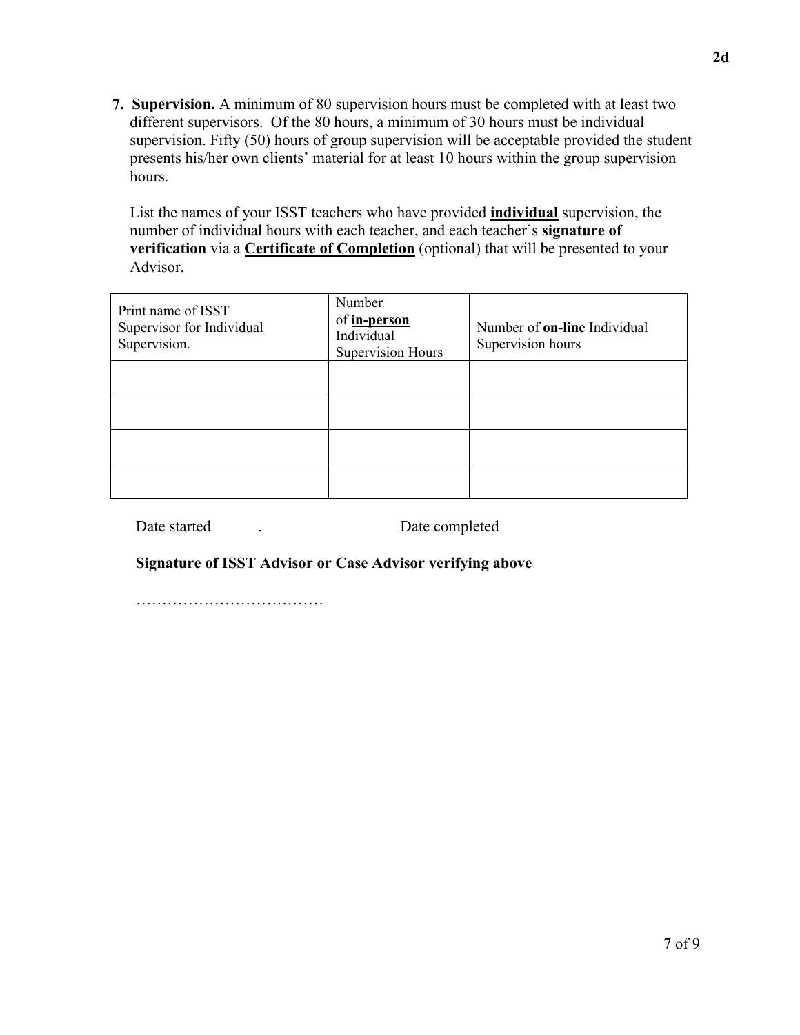7. **Supervision.** A minimum of 80 supervision hours must be completed with at least two different supervisors. Of the 80 hours, a minimum of 30 hours must be individual supervision. Fifty (50) hours of group supervision will be acceptable provided the student presents his/her own clients' material for at least 10 hours within the group supervision hours.

   List the names of your ISST teachers who have provided **individual** supervision, the number of individual hours with each teacher, and each teacher's **signature of verification** via a **Certificate of Completion** (optional) that will be presented to your Advisor.

| Print name of ISST Supervisor for Individual Supervision. | Number of **in-person** Individual Supervision Hours | Number of **on-line** Individual Supervision hours |
|---|---|---|
| | | |
| | | |
| | | |
| | | |

Date started . Date completed

**Signature of ISST Advisor or Case Advisor verifying above**

………………………………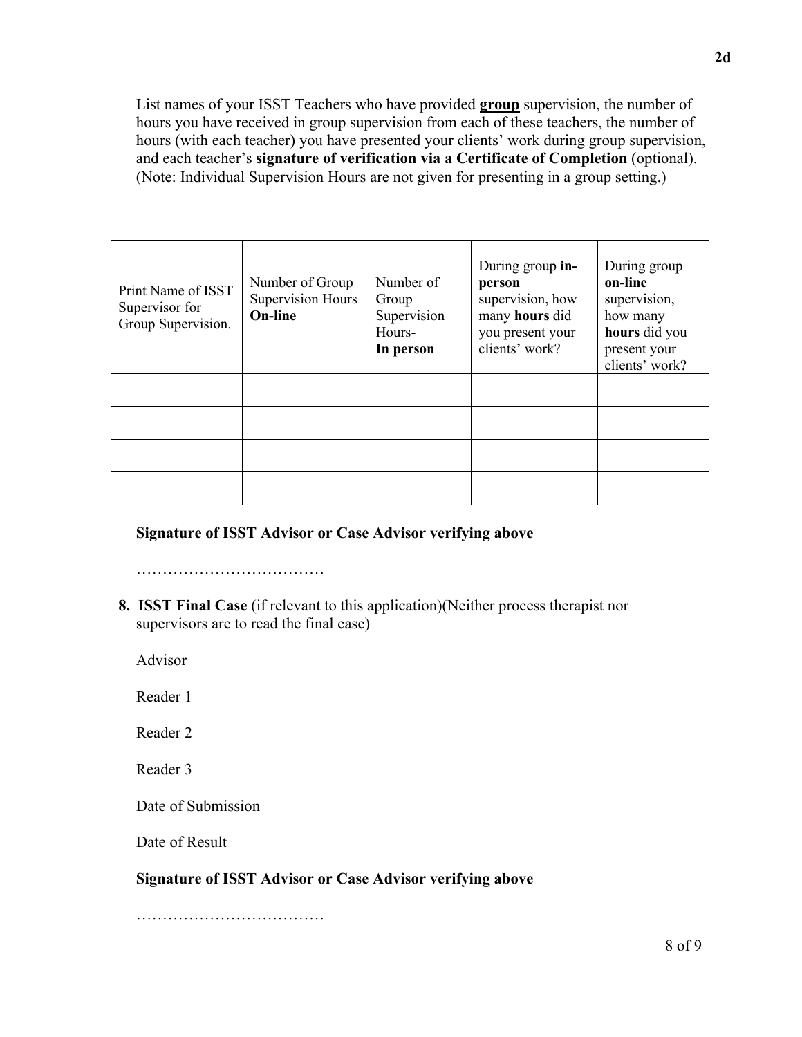List names of your ISST Teachers who have provided **group** supervision, the number of hours you have received in group supervision from each of these teachers, the number of hours (with each teacher) you have presented your clients' work during group supervision, and each teacher's **signature of verification via a Certificate of Completion** (optional). (Note: Individual Supervision Hours are not given for presenting in a group setting.)

| Print Name of ISST Supervisor for Group Supervision. | Number of Group Supervision Hours **On-line** | Number of Group Supervision Hours- **In person** | During group **in-person** supervision, how many **hours** did you present your clients' work? | During group **on-line** supervision, how many **hours** did you present your clients' work? |
|---|---|---|---|---|
| | | | | |
| | | | | |
| | | | | |
| | | | | |

**Signature of ISST Advisor or Case Advisor verifying above**

………………………………

8. **ISST Final Case** (if relevant to this application)(Neither process therapist nor supervisors are to read the final case)

Advisor

Reader 1

Reader 2

Reader 3

Date of Submission

Date of Result

**Signature of ISST Advisor or Case Advisor verifying above**

………………………………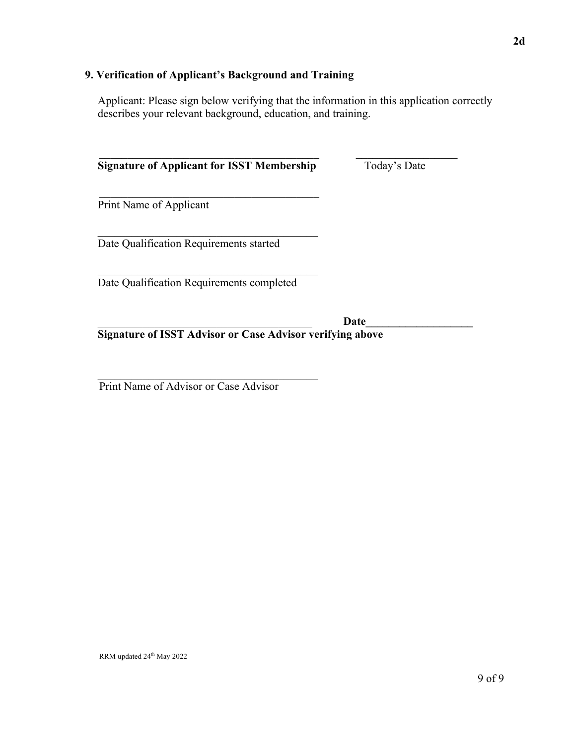2d

## 9. Verification of Applicant's Background and Training

Applicant: Please sign below verifying that the information in this application correctly describes your relevant background, education, and training.

_________________________________________ ___________________

**Signature of Applicant for ISST Membership** Today's Date

_________________________________________

Print Name of Applicant

_________________________________________

Date Qualification Requirements started

_________________________________________

Date Qualification Requirements completed

_________________________________________ **Date___________________**

**Signature of ISST Advisor or Case Advisor verifying above**

_________________________________________

Print Name of Advisor or Case Advisor

RRM updated 24th May 2022